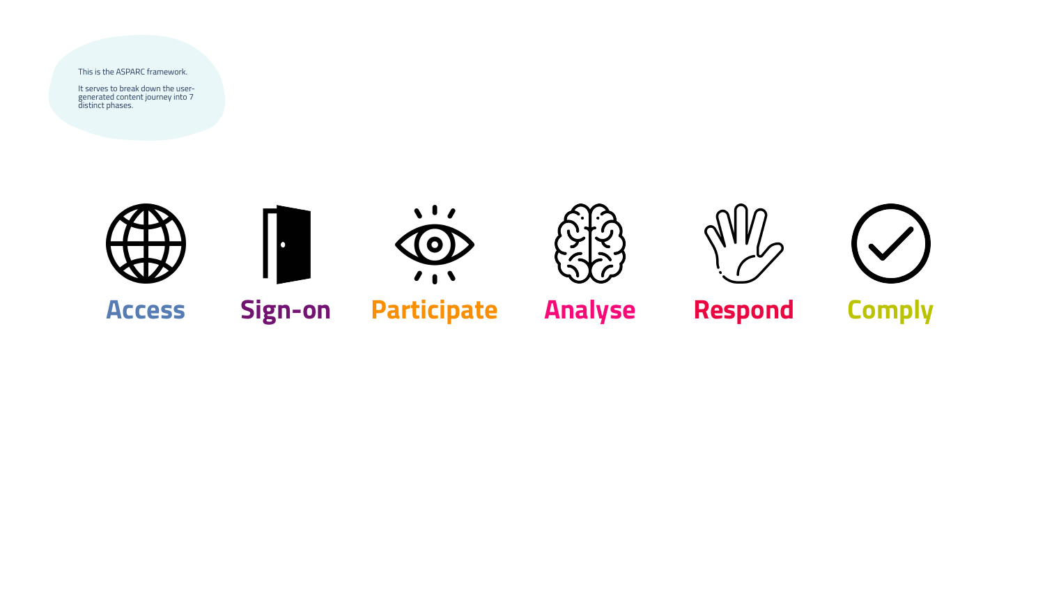This is the ASPARC framework.

It serves to break down the user-generated content journey into 7 distinct phases.

**Access**

**Sign-on**

**Participate**

**Analyse**

**Respond**

**Comply**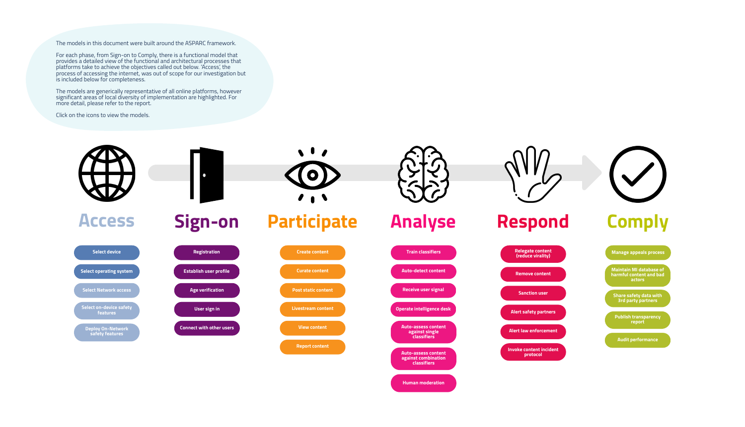The models in this document were built around the ASPARC framework.

For each phase, from Sign-on to Comply, there is a functional model that provides a detailed view of the functional and architectural processes that platforms take to achieve the objectives called out below. 'Access', the process of accessing the internet, was out of scope for our investigation but is included below for completeness.

The models are generically representative of all online platforms, however significant areas of local diversity of implementation are highlighted. For more detail, please refer to the report.

Click on the icons to view the models.

## Access

- Select device
- Select operating system
- Select Network access
- Select on-device safety features
- Deploy On-Network safety features

## Sign-on

- Registration
- Establish user profile
- Age verification
- User sign in
- Connect with other users

## Participate

- Create content
- Curate content
- Post static content
- Livestream content
- View content
- Report content

## Analyse

- Train classifiers
- Auto-detect content
- Receive user signal
- Operate intelligence desk
- Auto-assess content against single classifiers
- Auto-assess content against combination classifiers
- Human moderation

## Respond

- Relegate content (reduce virality)
- Remove content
- Sanction user
- Alert safety partners
- Alert law enforcement
- Invoke content incident protocol

## Comply

- Manage appeals process
- Maintain MI database of harmful content and bad actors
- Share safety data with 3rd party partners
- Publish transparency report
- Audit performance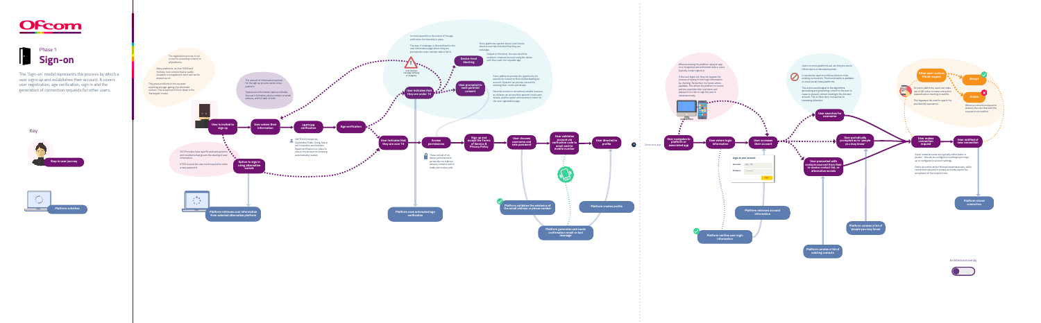Phase 1

# Sign-on

The 'Sign-on' model represents the process by which a user signs up and establishes their account. It covers user registration, age verification, sign in and the generation of connection requests for other users.

Key

Step in user journey

Platform activities

The registration process is not a security-focused control on all platforms.

Many platforms, such as TikTok and YouTube, host content that is readily viewable to unregistered users and can be shared easily.

This poses problems in the accurate reporting and age-gating of problematic content. This is explored in more detail in the 'Navigation' model.

The amount of information required for the sign-up process varies across platforms.

Typical user information options includes the user's full name, phone number or email address, and/or date of birth.

CAPTCHA (Completely Automated Public Turing Test to tell Computers and Humans Apart) verification is in place to ensure the account is not being automatically created.

SSO-Providers have specific authorisation terms and conditions that govern the sharing of user information.

If SSO is used, the user is not required to create a new password.

In most cases this is the extent of the age verification functionality in place.

The user, if underage, is then refused to the user information page, where they are prompted to select another date of birth.

User receives message notifying of ineligibility

Some platforms operate device-level blocks (where a user has indicated that they are underage).

Subject to this block, the user would be unable to create an account using the device until they reach the requisite age.

Some platforms provide the opportunity for parents to consent to their child creating an account. Consent can provide connectivity, restrict chat, credit and details.

Parental consent is not uniformly reliable however, as children can access their parents' credit card details, and the option still remains to return to the user registration page.

Please consider all key device permissions to access: device contacts, cameras, location and/or media and voice-calls.

- User is invited to sign up
- User enters their information
- CAPTCHA verification
- Age verification
- User indicates that they are under 13
- Device-level blocking
- User prompted to seek parental consent
- User indicates that they are over 13
- Access permissions
- Sign up and accept the Terms of Service & Privacy Policy
- User chooses username and sets password
- User validates account via verification code to email and/or mobile number
- User directed to profile
- Option to sign in using alternative socials
- Platform retrieves user information from selected alternative platform
- Platform uses automated age verification
- Platform validates the existence of the email address or phone number
- Platform generates and sends confirmation email or text message
- Platform creates profile

Every time after

When accessing the platform using an app, once navigated and authorised device, users typically remain signed in.

If the user signs out, they can bypass the process of typing in their login information by checking 'Remember me' boxes where available. This allows the platform to store and pre-populate their username and password in order to login the user in instantaneously.

Users on some platforms can see that previous to follow topics or discussion points.

Certain words searched for are blocked or have existing connections. This functionality is available to restrict social media platforms.

This action would signal to the algorithms (proceeding and proceeding content to the user) to cause to present content relating to the blocked account. This is often done to increase its harassing behaviour.

On some platforms, users can make use of 3D and/or complex connection request to be sending it carefully.

This bypasses the need to search for and identify usernames.

Where an interaction request is deleted, the user that sent the request is not notified.

Either user receives 'friend request'

Accept

Delete

Social media accounts are typically either public or private – this can be configured in settings upon sign-up or configured in account settings.

Public accounts can be followed instantaneously, while connection requests to private accounts require the acceptance of the recipient user.

Login to your account

Username

Password

- User navigates to platform or associated app
- User enters login information
- User accesses their account
- User searches for username
- User periodically prompted as to 'people you may know'
- User presented with contacts sourced from their in-device contact list, or alternative socials
- User makes connection request
- User notified of new connection
- Platform verifies user login information
- Platform retrieves account information
- Platform curates a list of 'people you may know'
- Platform curates a list of existing contacts
- Platform shows connection

Architectural overlay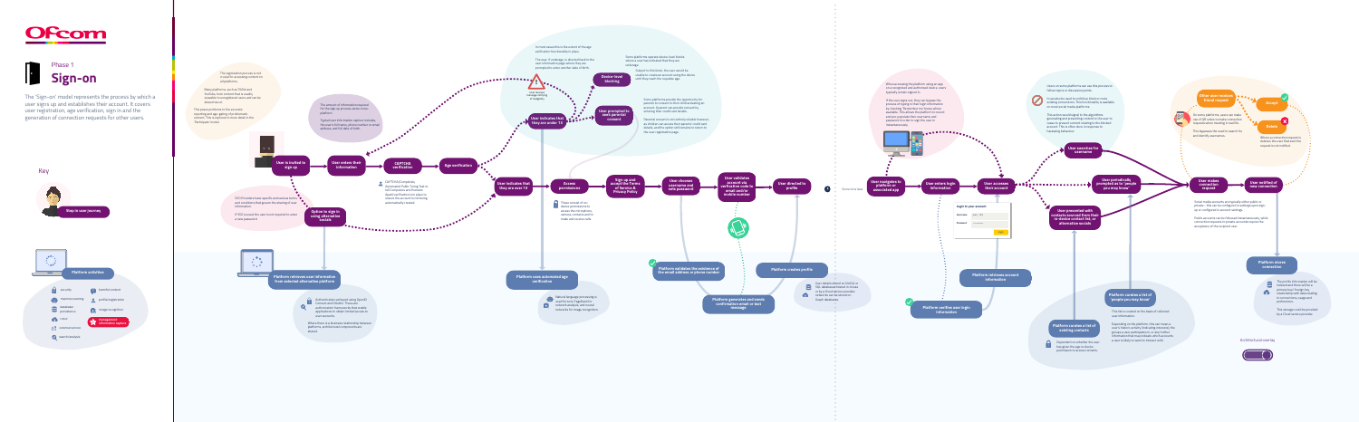# Ofcom

## Phase 1
# Sign-on

The 'Sign-on' model represents the process by which a user signs up and establishes their account. It covers user registration, age verification, sign in and the generation of connection requests for other users.

## Key

**Step in user journey**

**Platform activities**

- security
- machine learning
- database / persistence
- cloud
- external service
- search/analysis
- harmful content
- profile/registration
- image recognition
- management information capture

---

The registration process is not critical for accessing content on all platforms.

Many platforms, such as TikTok and YouTube, host content that is readily viewable to unregistered users (or de-allowed users).

This poses problems in the accurate reporting on age, gaining of problematic content. This is explored in more detail in the 'harm' model.

The amount of information required for the sign-up process varies across platforms.

Typical inputs for this section include: the user's full name, phone number or email address, and full date of birth.

CAPTCHA (Completely Automated Public Turing Test to tell Computers and Humans Apart) verification is in place to ensure the account is not being automatically created.

SSO (Single Sign On) providers have specific end-to-end terms and conditions that govern the sharing of user information.

If SSO is used, the user is not required to make a new password.

**User is invited to sign up** → **User enters their information** → **CAPTCHA verification** → **Age verification**

**Option to sign in using alternative socials**

**Platform retrieves user information from selected alternative platform**

Authentication achieved using OpenID Connect and OAuth2. These are authorisation frameworks that enable applications to obtain limited access to user accounts.

Where there is a business relationship between platforms, additional user data is sometimes shared.

In most cases this is the extent of the age verification functionality in place.

The user, if underage, is disallowed and no user information is captured. Some platforms prompt the user to choose another date of birth.

User receives message refusing or ineligibility

**Device-level blocking**

Some platforms operate device-level blocks before a user has indicated that they are underage.

Subject to this block, the user would be unable to create an account using the device until they reach the requisite age.

**User indicates that they are under 13**

**User prompted to seek parental consent**

Some platforms provide the opportunity for parents to consent to their child accessing an account. Consent can provide a mechanism, including their credits and details.

Parental consent is not uniformly reliable however, as children can access their parents' credit card details, and the option still remains to return to the user registration page.

**User indicates that they are over 13** → **Access permissions** → **Sign up and accept the Terms of Service & Privacy Policy** → **User chooses username and sets password** → **User validates account via verification code to email and/or mobile number** → **User directed to profile**

Phone consent-based access permissions to access their phone's address, camera, contacts and/or media and location info.

**Platform uses automated age verification**

Natural language processing is used for text (regardless of network analysis, and neural networks for image recognition).

**Platform validates the existence of the email address or phone number**

**Platform generates and sends confirmation email or text message**

**Platform creates profile**

User details stored as SQL in SQL databases housed in-house or in a cloud service provider, contacts that are stored as Graph databases.

Some time later

**User navigates to platform or associated app** → **User enters login information** → **User accesses their account**

When accessing the platform using an app, once recognised and authenticated once, a user is typically remain logged in.

If the user signs out, they can bypass the process of typing in their login information by checking 'Remember me' boxes where available. This allows the platform to record and pre-populate their username and password for the user to sign into their account next time.

Login to your account

Username
Password
Login

**Platform retrieves account information**

**Platform verifies user login information**

Users on some platforms can see that you are to follow topics or discussion points.

Social media used for children of known harmful accounts. Third-party availability is available in social media platforms.

This action would trigger to the algorithms generating and promoting content to the user to cease to present information relating to the blocked account. This is often done to respond to harassing behaviour.

**User searches for username**

**User periodically prompted as to 'people you may know'**

**User presented with contacts sourced from their in-device contact list, or alternative socials**

**Platform curates a list of existing contacts**

Dependent on whether the user has given the app in-device permission to access contacts.

**Platform curates a list of 'people you may know'**

This list is curated on the basis of relevant user information.

Depending on the platform, this can include a user's historic activity (including interests), the groups a user participates in, or any further information that may indicate which accounts a user is likely to want to interact with.

**Other user receives friend request** → **Accept** / **Decline**

On some platforms, users can make use of QR codes to make a connection request rather than needing to search for a username.

This bypasses the need to search for and identify usernames.

Where an interaction request is declined, the user that sent the request is not notified.

**User makes connection request** → **User notified of new connection**

Social media accounts are typically either public or private – this can be configured in settings upon sign-up or configured in account settings.

Public accounts can be followed instantaneously, while connection requests to private accounts require the acceptance of the recipient user.

**Platform shows connection**

The profile information will be indexed and stored within a primary user lineage (eg, relationship with data relating to connections, usage and preferences).

This storage could be provided by a Cloud service provider.

Architectural overlay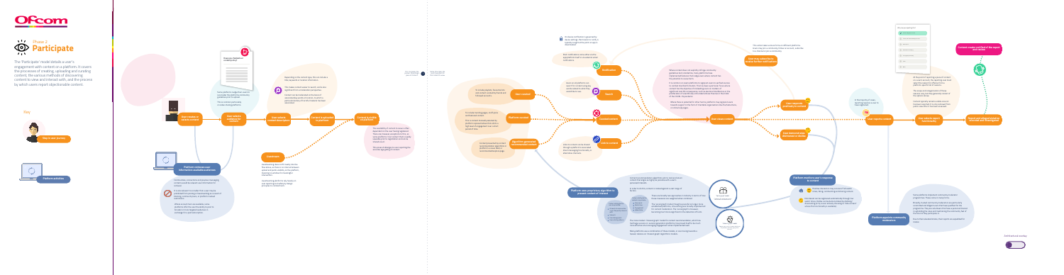# Phase 2 Participate

The 'Participate' model details a user's engagement with content on a platform. It covers the processes of creating, uploading and curating content, the various methods of discovering content to view and interact with, and the process by which users report objectionable content.

Key

User or user journey

Platform activities

User creates or selects content

Platform reviews user information and enforces audience

User selects audience for content

User selects content descriptors

Content is uploaded to platform

Content is available on platform

User curation

User curated

Platform curated

Algorithm generated recommended content

User search

Notification

Content search

Link to content

User views content

User chooses to subscribe to receive further notifications

User engages positively with content

User interacts negatively with content

User reports content

User submits report to platform

Report and relevant content reviewed and investigated

Content creator notified of the report and review

Platform receives user's response to content

Platform supports community moderators

Platform uses proprietary algorithm to present content of interest

Definitions overlay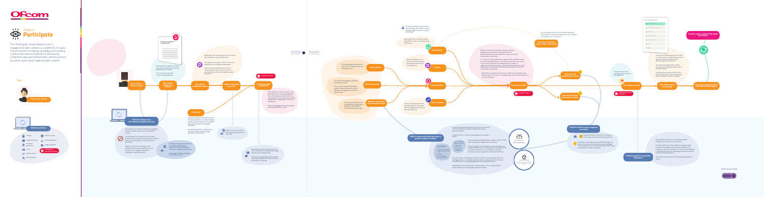# Ofcom

## Phase 2
## Participate

The 'Participate' model details a user's engagement with content on a platform. It covers the processes of creating, uploading and sharing content, the various methods of discovering content to view and interact with, and the process by which users report objectionable content.

**Key**

Start user journey

**Platform activities**

---

- User decides to upload content
- User selects audience for content
- User writes content description
- Content is uploaded to platform
- Content is available on platform
- Platform reviews user information and available audiences
- User-created content
- Platform content
- Algorithm-generated recommended content
- Notification
- Search
- Content creators
- Platform uses proprietary algorithm to present content of interest
- User views content
- User negatively interacts with content
- Platform monitors user's response to content
- Platform supports community moderators
- User reports content
- User selects report reason/type
- Report and alleged violation recorded and investigated
- Content creator notified of the report and review

Architectural overlay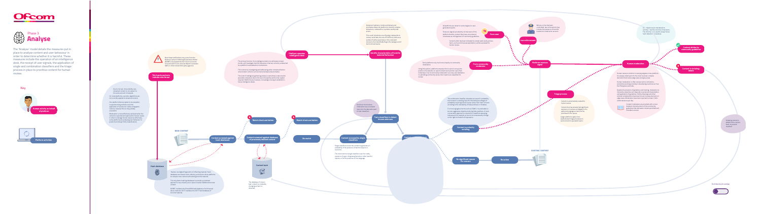# Ofcom

## Phase 3 Analyse

The 'Analyse' model details the measures put in place to analyse content and user behaviour in order to determine whether it is harmful. These measures include the operation of an intelligence desk, the receipt of user signals, the application of single and combination classifiers and the triage process in place to prioritise content for human review.

### Key

- Human activity on behalf of platform
- Platform activities

---

- Third party partners indicate new threat
- Hash database
- NEW CONTENT
- Content screened against hash databases
- Match: block and delete
- Content screened against databases of previously deleted content
- Match: block and delete
- Content bank
- No match
- Content screened by single classifiers
- Train classifiers to detect known unknown
- Platform operates intelligence desk
- Identify characteristics of harmful material/behaviour
- From user
- From community moderator
- Law enforcement
- Platform receives signal
- Content is probably violating
- Triage process
- No significant reason for concern
- No action
- EXISTING CONTENT
- Human moderation
- Content abides by community guidelines
- Content is violating: delete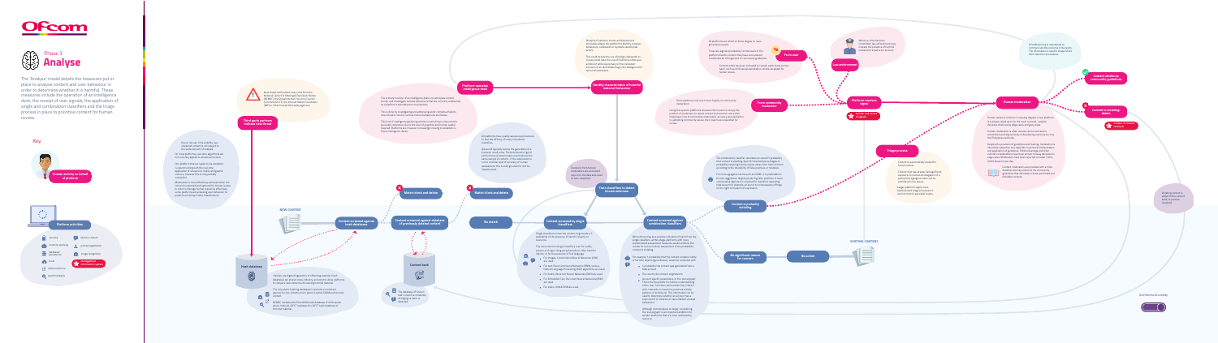# Phase 3
# Analyse

The 'Analyse' model details the measures put in place to analyse content and user behaviour in order to determine whether it is harmful. These measures include the operation of an intelligence desk, the receipt of user signals, the application of single and combination classifiers and the triage process in place to prioritise content for human review.

## Key

- Human activity on behalf of platform
- Platform activities

---

- Third party partners indicate new threat
- Platform operates intelligence desk
- Identify characteristics of harmful material/behaviour
- Train classifiers to detect known unknown
- From user
- Law enforcement
- From community moderator
- Platform receives signal
- Triage process
- Human moderation
- Content strikes by community guidelines
- Content in violation: delete
- NEW CONTENT
- Content screened against hash databases
- Content screened against database of previously deleted content
- Match: block and delete
- Match: block and delete
- No match
- Content screened by single classifiers
- Content screened against combination classifiers
- Content is probably violating
- Hash databases
- Content bank
- No significant reason for content
- No action
- EXISTING CONTENT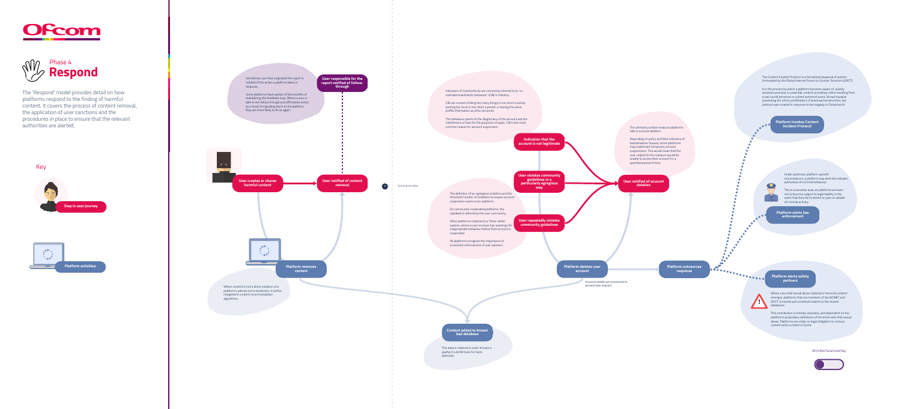# Phase 4 Respond

The 'Respond' model provides detail on how platforms respond to the finding of harmful content. It covers the process of content removal, the application of user sanctions and the procedures in place to ensure that the relevant authorities are alerted.

## Key

**Step in user journey**

**Platform activities**

---

Sometimes user that originated the report is notified of the action a platform takes in response.

Some platforms have spoken of the benefits of maintaining this feedback loop. Where a user is able to see follow through and affirmative action as a result of signalling harm to the platform, they are more likely to do so again.

**User responsible for the report notified of follow-through**

**User creates or shares harmful content**

**User notified of content removal**

Some time later

**Platform removes content**

Where content is not a direct violation of a platform's policies but is borderline, it will be relegated in content recommendation algorithms.

**Content added to known bad database**

This data is retained in order to train a platform's AI/ML tools for harm detection.

---

Indicators of inauthenticity are commonly referred to as 'co-ordinated inauthentic behaviour' (CIB) in industry.

CIB can consist of liking too many things in too short a period, posting too much in too short a period, or having the same profile information as other accounts.

This behaviour points to the illegitimacy of the account and the interference of bots for the purposes of spam. CIB is the most common reason for account suspension.

**Indication that the account is not legitimate**

**User violates community guidelines in a particularly egregious way**

The definition of an egregious violation and the threshold number of violations to require account suspension varies cross-platform.

On community-moderated platforms, the standard is defined by the user community.

Other platforms implement a 'three-strike' system, where a user receives two warnings for inappropriate behaviour before their account is suspended.

All platforms recognise the importance of consistent enforcement of user sanction.

**User repeatedly violates community guidelines**

The ultimate punitive measure platforms take is account deletion.

Depending on policy and their tolerance of bad behaviour however, some platforms may implement temporary account suspensions. This would mean that the user subject to the measure would be unable to access their account for a specified period of time.

**User notified of account deletion**

**Platform deletes user account**

Account details are preserved to prevent ban evasion.

**Platform outsources response**

---

The Content Incident Protocol is a formalised playbook of actions formulated by the Global Internet Forum to Counter Terrorism (GIFCT).

It is the process by which a platform becomes aware of, quickly assesses and acts on potential content circulating online resulting from a real-world terrorism or violent extremist event. Aimed towards preventing the online proliferation of livestreamed atrocities, the protocol was created in response to the tragedy in Christchurch.

**Platform invokes Content Incident Protocol**

Under particular, platform-specific circumstances, a platform may alert the relevant authorities of criminal behaviour.

This is a sensitive area, as platforms are keen not to become subject to legal liability in the event that they fail to detect or pass on details of criminal activity.

**Platform alerts law enforcement**

**Platform alerts safety partners**

Where new child sexual abuse material or terrorist content emerges, platforms that are members of the NCMEC and GIFCT consortia will contribute hashes to the shared databases.

This contribution is entirely voluntary, and dependent on the platform's proprietary definitions of terrorism and child sexual abuse. Platforms are under no legal obligation to remove content when a match is found.

Architectural overlay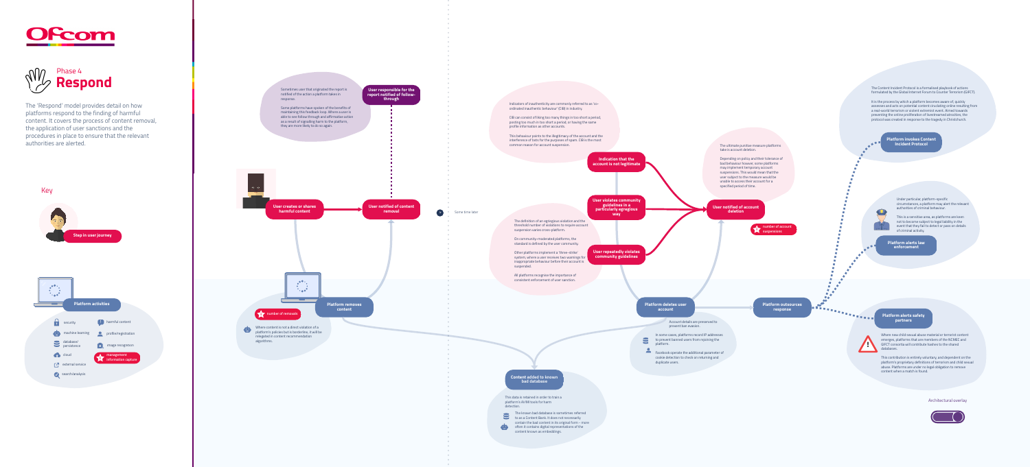# Phase 4
## Respond

The 'Respond' model provides detail on how platforms respond to the finding of harmful content. It covers the process of content removal, the application of user sanctions and the procedures in place to ensure that the relevant authorities are alerted.

### Key

**Step in user journey**

**Platform activities**

- security
- machine learning
- database/ persistence
- cloud
- external service
- search/analysis
- harmful content
- profile/registration
- image recognition
- management information capture

---

Sometimes user that originated the report is notified of the action a platform takes in response.

Some platforms have spoken of the benefits of maintaining this feedback loop. Where a user is able to see follow through and affirmative action as a result of signalling harm to the platform, they are more likely to do so again.

**User responsible for the report notified of follow-through**

**User creates or shares harmful content**

**User notified of content removal**

Some time later

**Platform removes content**

number of removals

Where content is not a direct violation of a platform's policies but is borderline, it will be relegated in content recommendation algorithms.

**Content added to known bad database**

This data is retained in order to train a platform's AI/ML tools for harm detection.

The known bad database is sometimes referred to as a Content Bank. It does not necessarily contain the bad content in its original form – more often it contains digital representations of the content known as embeddings.

---

Indicators of inauthenticity are commonly referred to as 'co-ordinated inauthentic behaviour' (CIB) in industry.

CIB can consist of liking too many things in too short a period, posting too much in too short a period, or having the same profile information as other accounts.

This behaviour points to the illegitimacy of the account and the interference of bots for the purposes of spam. CIB is the most common reason for account suspension.

**Indication that the account is not legitimate**

**User violates community guidelines in a particularly egregious way**

**User repeatedly violates community guidelines**

The definition of an egregious violation and the threshold number of violations to require account suspension varies cross-platform.

On community-moderated platforms, the standard is defined by the user community.

Other platforms implement a 'three-strike' system, where a user receives two warnings for inappropriate behaviour before their account is suspended.

All platforms recognise the importance of consistent enforcement of user sanction.

The ultimate punitive measure platforms take is account deletion.

Depending on policy and their tolerance of bad behaviour however, some platforms may implement temporary account suspensions. This would mean that the user subject to the measure would be unable to access their account for a specified period of time.

**User notified of account deletion**

number of account suspensions

**Platform deletes user account**

Account details are preserved to prevent ban evasion.

In some cases, platforms record IP addresses to prevent banned users from rejoining the platform.

Facebook operate the additional parameter of cookie detection to check on returning and duplicate users.

**Platform outsources response**

---

The Content Incident Protocol is a formalised playbook of actions formulated by the Global Internet Forum to Counter Terrorism (GIFCT).

It is the process by which a platform becomes aware of, quickly assesses and acts on potential content circulating online resulting from a real-world terrorism or violent extremist event. Aimed towards preventing the online proliferation of livestreamed atrocities, the protocol was created in response to the tragedy in Christchurch.

**Platform invokes Content Incident Protocol**

Under particular, platform-specific circumstances, a platform may alert the relevant authorities of criminal behaviour.

This is a sensitive area, as platforms are keen not to become subject to legal liability in the event that they fail to detect or pass on details of criminal activity.

**Platform alerts law enforcement**

**Platform alerts safety partners**

Where new child sexual abuse material or terrorist content emerges, platforms that are members of the NCMEC and GIFCT consortia will contribute hashes to the shared databases.

This contribution is entirely voluntary, and dependent on the platform's proprietary definitions of terrorism and child sexual abuse. Platforms are under no legal obligation to remove content when a match is found.

Architectural overlay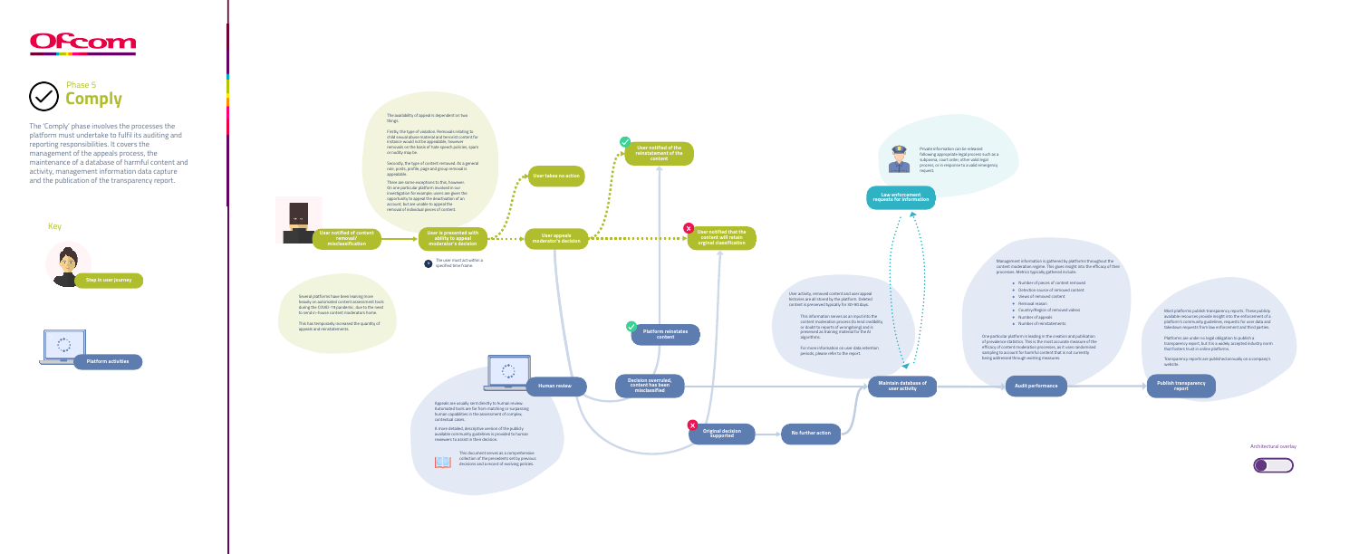# Phase 5 Comply

The 'Comply' phase involves the processes the platform must undertake to fulfil its auditing and reporting responsibilities. It covers the management of the appeals process, the maintenance of a database of harmful content and activity, management information data capture and the publication of the transparency report.

Key

Step in user journey

Platform activities

User notified of content removal/ misclassification

User is presented with ability to appeal moderator's decision

The user must act within a specified time frame

The availability of appeal is dependent on two things:

Firstly, the type of violation. Removals relating to child sexual abuse material and terrorist content for instance would not be appealable, however removals on the basis of hate speech policies, spam or nudity may be.

Secondly, the type of content removed. As a general rule, posts, profile, page and group removal is appealable.

There are some exceptions to this, however. On one particular platform involved in our investigation for example, users are given the opportunity to appeal the deactivation of an account, but are unable to appeal the removal of individual pieces of content.

Several platforms have been leaning more heavily on automated content assessment tools during the COVID-19 pandemic, due to the need to send in-house content moderators home.

This has temporarily increased the quantity of appeals and reinstatements.

User takes no action

User appeals moderator's decision

User notified of the reinstatement of the content

User notified that the content will retain original classification

Platform reinstates content

Human review

Appeals are usually sent directly to human review. Automated tools are far from matching or surpassing human capabilities in the assessment of complex, contextual cases.

A more detailed, descriptive version of the publicly available community guidelines is provided to human reviewers to assist in their decision.

This document serves as a comprehensive collection of the precedents set by previous decisions and a record of evolving policies.

Decision overruled, content has been misclassified

Original decision supported

No further action

User activity, removed content and user appeal histories are all stored by the platform. Deleted content is preserved typically for 60-90 days.

This information serves as an input into the content moderation process (to lend credibility or doubt to reports of wrongdoing) and is preserved as training material for the AI algorithms.

For more information on user data retention periods, please refer to the report.

Maintain database of user activity

Law enforcement requests for information

Private information can be released following appropriate legal process such as a subpoena, court order, other valid legal process, or in response to a valid emergency request.

Management information is gathered by platforms throughout the content moderation regime. This gives insight into the efficacy of their processes. Metrics typically gathered include:

- Number of pieces of content removed
- Detection source of removed content
- Views of removed content
- Removal reason
- Country/Region of removed videos
- Number of appeals
- Number of reinstatements

One particular platform is leading in the creation and publication of prevalence statistics. This is the most accurate measure of the efficacy of content moderation processes, as it uses randomised sampling to account for harmful content that is not currently being addressed through existing measures.

Audit performance

Publish transparency report

Most platforms publish transparency reports. These publicly available resources provide insight into the enforcement of a platform's community guidelines, requests for user data and takedown requests from law enforcement and third parties.

Platforms are under no legal obligation to publish a transparency report, but it is a widely accepted industry norm that fosters trust in online platforms.

Transparency reports are published annually on a company's website.

Architectural overlay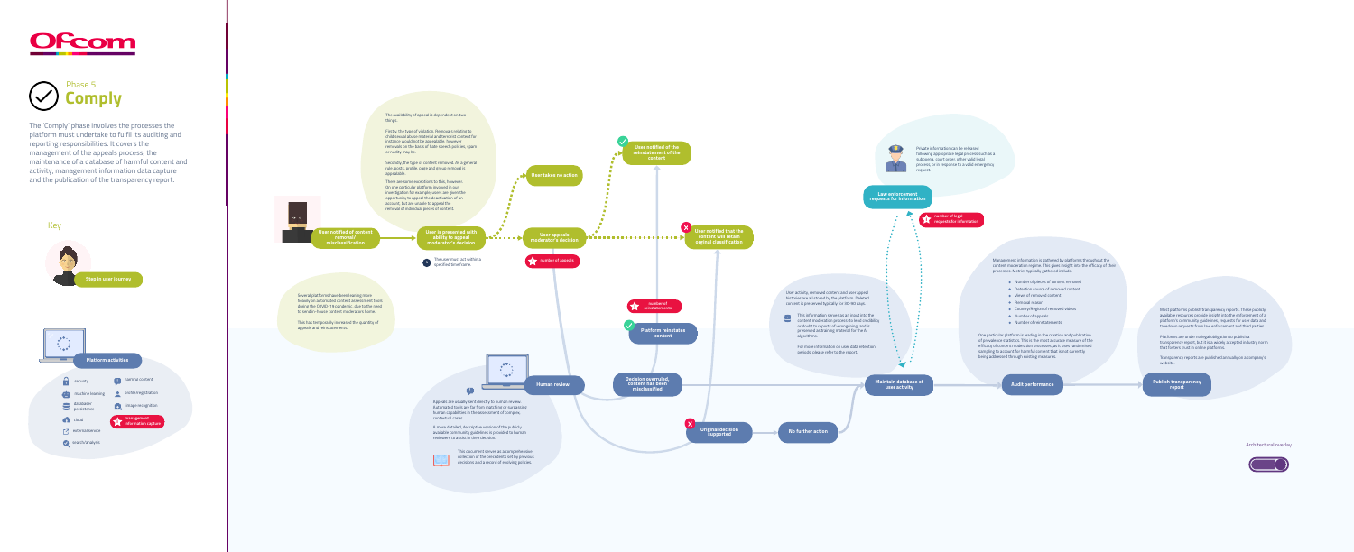Ofcom

# Phase 5 Comply

The 'Comply' phase involves the processes the platform must undertake to fulfil its auditing and reporting responsibilities. It covers the management of the appeals process, the maintenance of a database of harmful content and activity, management information data capture and the publication of the transparency report.

## Key

Step in user journey

Platform activities

- security
- machine learning
- database/ persistence
- cloud
- external service
- search/analysis
- harmful content
- profile/registration
- image recognition
- management information capture

---

User notified of content removal/ misclassification

User is presented with ability to appeal moderator's decision

The user must act within a specified time frame

The availability of appeal is dependent on two things:

Firstly, the type of violation. Removals relating to child sexual abuse material and terrorist content for instance would not be appealable, however removals on the basis of hate speech policies, spam or nudity may be.

Secondly, the type of content removed. As a general rule, posts, profile, page and group removal is appealable.

There are some exceptions to this, however. On one particular platform involved in our investigation for example, users are given the opportunity to appeal the deactivation of an account, but are unable to appeal the removal of individual pieces of content.

User takes no action

User appeals moderator's decision

number of appeals

User notified of the reinstatement of the content

User notified that the content will retain original classification

Several platforms have been leaning more heavily on automated content assessment tools during the COVID-19 pandemic, due to the need to send in-house content moderators home.

This has temporarily increased the quantity of appeals and reinstatements.

Human review

Appeals are usually sent directly to human review. Automated tools are far from matching or surpassing human capabilities in the assessment of complex, contextual cases.

A more detailed, deceptive version of the publicly available community guidelines is provided to human reviewers to assist in their decision.

This document serves as a comprehensive collection of the precedents set by previous decisions and a record of evolving policies.

number of reinstatements

Platform reinstates content

Decision overruled, content has been misclassified

Original decision supported

No further action

User activity, removed content and user appeal features are all stored by the platform. Deleted content is preserved typically for 60-90 days.

This information serves as an input into the content moderation process (to lend credibility or doubt to reports of wrongdoing) and is preserved as training material for the AI algorithms.

For more information on user data retention periods, please refer to the report.

Private information can be released following appropriate legal process such as a subpoena, court order, other valid legal process, or in response to a valid emergency request.

Law enforcement requests for information

number of legal requests for information

Maintain database of user activity

Management information is gathered by platforms throughout the content moderation regime. This gives insight into the efficacy of their processes. Metrics typically gathered include:

- Number of pieces of content removed
- Detection source of removed content
- Views of removed content
- Removal reason
- Country/Region of removed videos
- Number of appeals
- Number of reinstatements

One particular platform is leading in the creation and publication of prevalence statistics. This is the most accurate measure of the efficacy of content moderation processes, as it uses randomised sampling to account for harmful content that is not currently being addressed through existing measures.

Audit performance

Most platforms publish transparency reports. These publicly available resources provide insight into the enforcement of a platform's community guidelines, requests for user data and takedown requests from law enforcement and third parties.

Platforms are under no legal obligation to publish a transparency report, but it is a widely accepted industry norm that fosters trust in online platforms.

Transparency reports are published annually on a company's website.

Publish transparency report

Architectural overlay